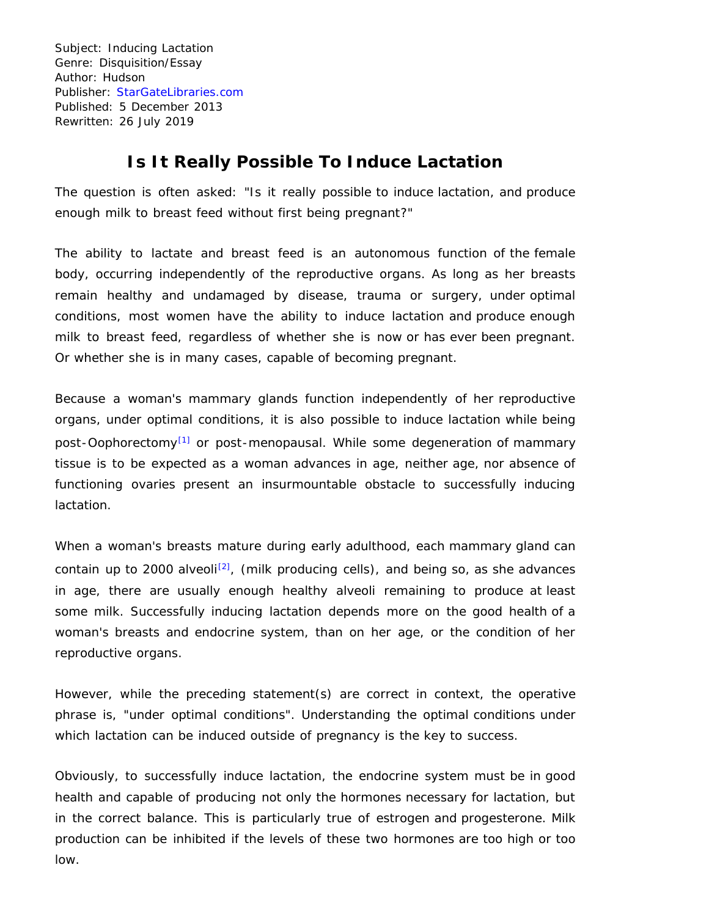Subject: Inducing Lactation
Genre: Disquisition/Essay
Author: Hudson
Publisher: StarGateLibraries.com
Published: 5 December 2013
Rewritten: 26 July 2019

# Is It Really Possible To Induce Lactation

The question is often asked: "Is it really possible to induce lactation, and produce enough milk to breast feed without first being pregnant?"

The ability to lactate and breast feed is an autonomous function of the female body, occurring independently of the reproductive organs. As long as her breasts remain healthy and undamaged by disease, trauma or surgery, under optimal conditions, most women have the ability to induce lactation and produce enough milk to breast feed, regardless of whether she is now or has ever been pregnant. Or whether she is in many cases, capable of becoming pregnant.

Because a woman's mammary glands function independently of her reproductive organs, under optimal conditions, it is also possible to induce lactation while being post-Oophorectomy[1] or post-menopausal. While some degeneration of mammary tissue is to be expected as a woman advances in age, neither age, nor absence of functioning ovaries present an insurmountable obstacle to successfully inducing lactation.

When a woman's breasts mature during early adulthood, each mammary gland can contain up to 2000 alveoli[2], (milk producing cells), and being so, as she advances in age, there are usually enough healthy alveoli remaining to produce at least some milk. Successfully inducing lactation depends more on the good health of a woman's breasts and endocrine system, than on her age, or the condition of her reproductive organs.

However, while the preceding statement(s) are correct in context, the operative phrase is, "under optimal conditions". Understanding the optimal conditions under which lactation can be induced outside of pregnancy is the key to success.

Obviously, to successfully induce lactation, the endocrine system must be in good health and capable of producing not only the hormones necessary for lactation, but in the correct balance. This is particularly true of estrogen and progesterone. Milk production can be inhibited if the levels of these two hormones are too high or too low.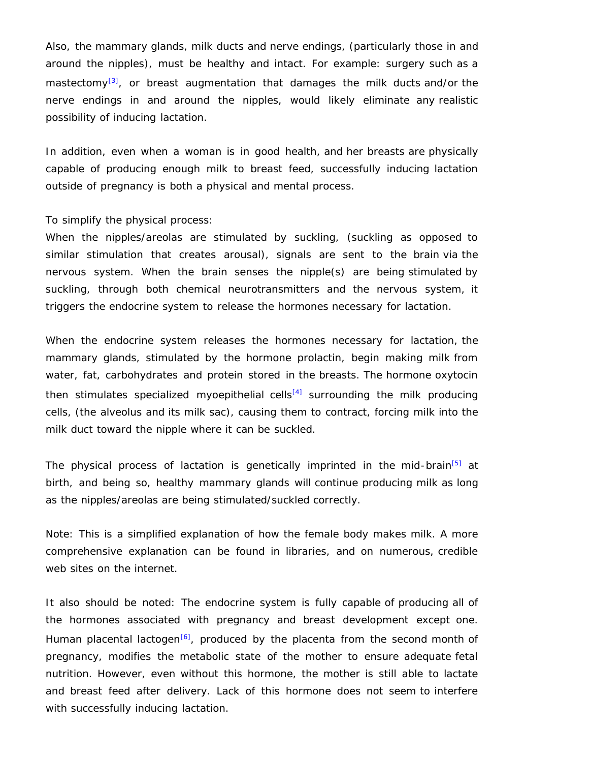Also, the mammary glands, milk ducts and nerve endings, (particularly those in and around the nipples), must be healthy and intact. For example: surgery such as a mastectomy[3], or breast augmentation that damages the milk ducts and/or the nerve endings in and around the nipples, would likely eliminate any realistic possibility of inducing lactation.

In addition, even when a woman is in good health, and her breasts are physically capable of producing enough milk to breast feed, successfully inducing lactation outside of pregnancy is both a physical and mental process.

To simplify the physical process:
When the nipples/areolas are stimulated by suckling, (suckling as opposed to similar stimulation that creates arousal), signals are sent to the brain via the nervous system. When the brain senses the nipple(s) are being stimulated by suckling, through both chemical neurotransmitters and the nervous system, it triggers the endocrine system to release the hormones necessary for lactation.

When the endocrine system releases the hormones necessary for lactation, the mammary glands, stimulated by the hormone prolactin, begin making milk from water, fat, carbohydrates and protein stored in the breasts. The hormone oxytocin then stimulates specialized myoepithelial cells[4] surrounding the milk producing cells, (the alveolus and its milk sac), causing them to contract, forcing milk into the milk duct toward the nipple where it can be suckled.

The physical process of lactation is genetically imprinted in the mid-brain[5] at birth, and being so, healthy mammary glands will continue producing milk as long as the nipples/areolas are being stimulated/suckled correctly.

Note: This is a simplified explanation of how the female body makes milk. A more comprehensive explanation can be found in libraries, and on numerous, credible web sites on the internet.

It also should be noted: The endocrine system is fully capable of producing all of the hormones associated with pregnancy and breast development except one. Human placental lactogen[6], produced by the placenta from the second month of pregnancy, modifies the metabolic state of the mother to ensure adequate fetal nutrition. However, even without this hormone, the mother is still able to lactate and breast feed after delivery. Lack of this hormone does not seem to interfere with successfully inducing lactation.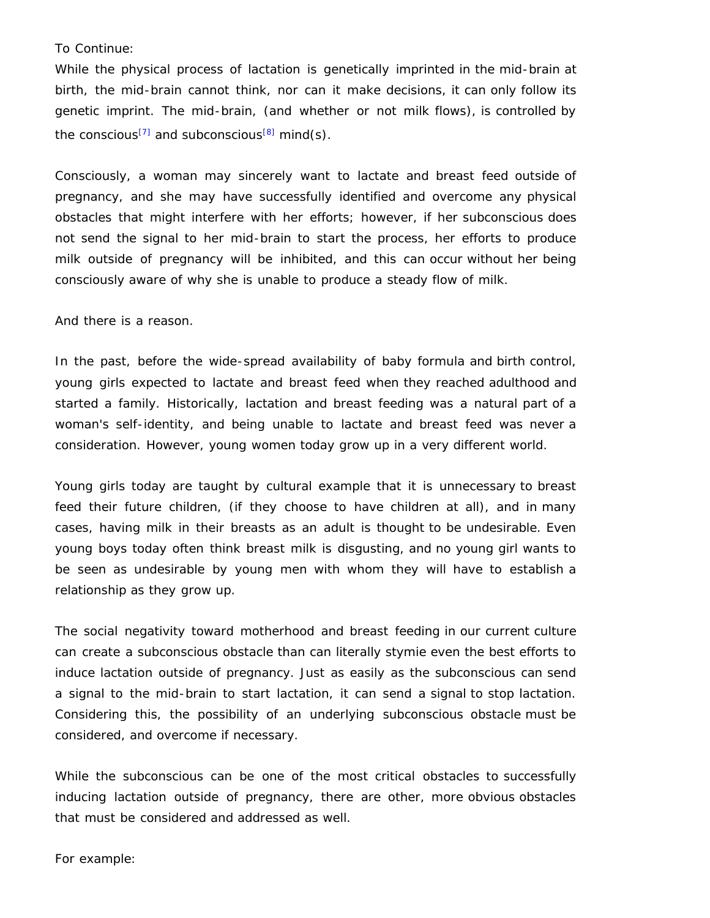To Continue:

While the physical process of lactation is genetically imprinted in the mid-brain at birth, the mid-brain cannot think, nor can it make decisions, it can only follow its genetic imprint. The mid-brain, (and whether or not milk flows), is controlled by the conscious[7] and subconscious[8] mind(s).

Consciously, a woman may sincerely want to lactate and breast feed outside of pregnancy, and she may have successfully identified and overcome any physical obstacles that might interfere with her efforts; however, if her subconscious does not send the signal to her mid-brain to start the process, her efforts to produce milk outside of pregnancy will be inhibited, and this can occur without her being consciously aware of why she is unable to produce a steady flow of milk.

And there is a reason.

In the past, before the wide-spread availability of baby formula and birth control, young girls expected to lactate and breast feed when they reached adulthood and started a family. Historically, lactation and breast feeding was a natural part of a woman's self-identity, and being unable to lactate and breast feed was never a consideration. However, young women today grow up in a very different world.

Young girls today are taught by cultural example that it is unnecessary to breast feed their future children, (if they choose to have children at all), and in many cases, having milk in their breasts as an adult is thought to be undesirable. Even young boys today often think breast milk is disgusting, and no young girl wants to be seen as undesirable by young men with whom they will have to establish a relationship as they grow up.

The social negativity toward motherhood and breast feeding in our current culture can create a subconscious obstacle than can literally stymie even the best efforts to induce lactation outside of pregnancy. Just as easily as the subconscious can send a signal to the mid-brain to start lactation, it can send a signal to stop lactation. Considering this, the possibility of an underlying subconscious obstacle must be considered, and overcome if necessary.

While the subconscious can be one of the most critical obstacles to successfully inducing lactation outside of pregnancy, there are other, more obvious obstacles that must be considered and addressed as well.

For example: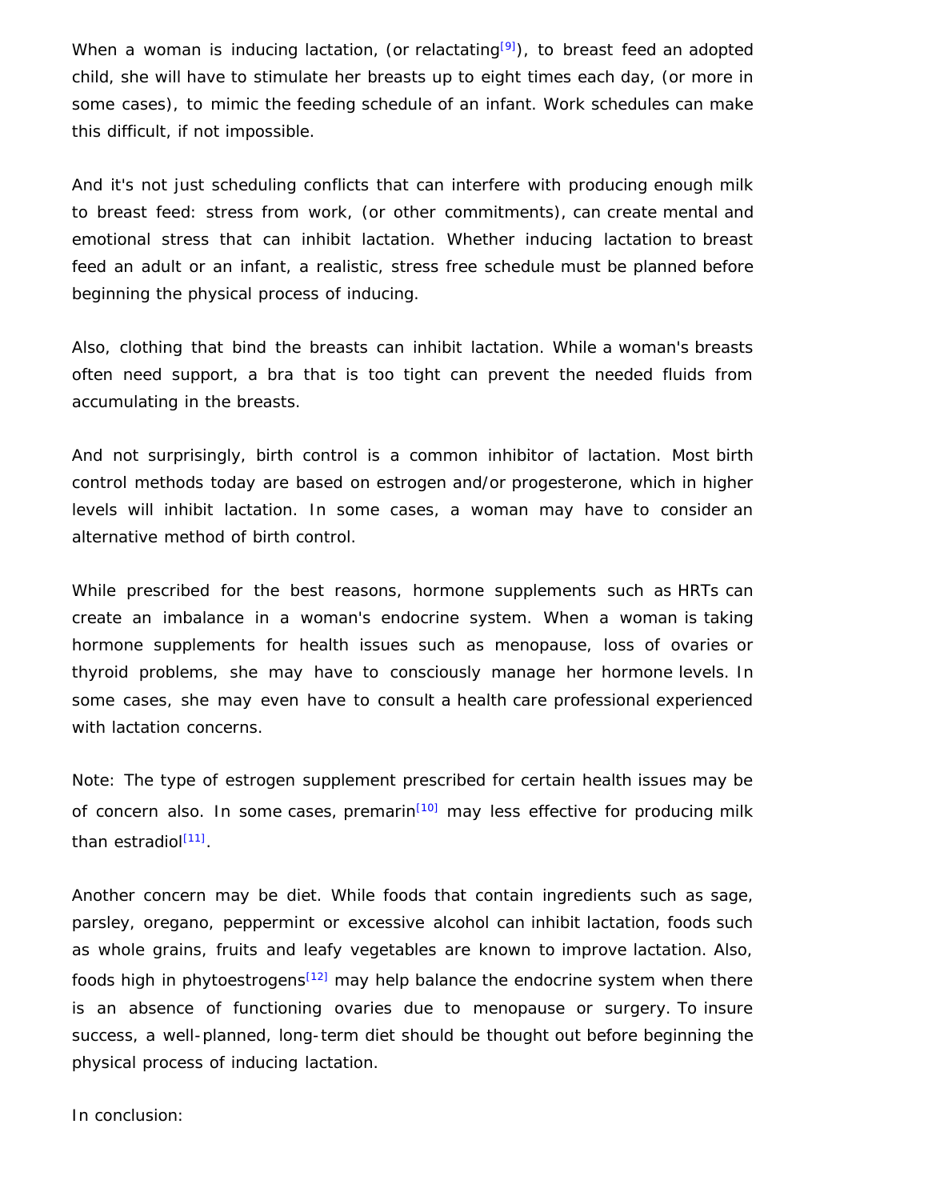When a woman is inducing lactation, (or relactating[9]), to breast feed an adopted child, she will have to stimulate her breasts up to eight times each day, (or more in some cases), to mimic the feeding schedule of an infant. Work schedules can make this difficult, if not impossible.

And it's not just scheduling conflicts that can interfere with producing enough milk to breast feed: stress from work, (or other commitments), can create mental and emotional stress that can inhibit lactation. Whether inducing lactation to breast feed an adult or an infant, a realistic, stress free schedule must be planned before beginning the physical process of inducing.

Also, clothing that bind the breasts can inhibit lactation. While a woman's breasts often need support, a bra that is too tight can prevent the needed fluids from accumulating in the breasts.

And not surprisingly, birth control is a common inhibitor of lactation. Most birth control methods today are based on estrogen and/or progesterone, which in higher levels will inhibit lactation. In some cases, a woman may have to consider an alternative method of birth control.

While prescribed for the best reasons, hormone supplements such as HRTs can create an imbalance in a woman's endocrine system. When a woman is taking hormone supplements for health issues such as menopause, loss of ovaries or thyroid problems, she may have to consciously manage her hormone levels. In some cases, she may even have to consult a health care professional experienced with lactation concerns.

Note: The type of estrogen supplement prescribed for certain health issues may be of concern also. In some cases, premarin[10] may less effective for producing milk than estradiol[11].

Another concern may be diet. While foods that contain ingredients such as sage, parsley, oregano, peppermint or excessive alcohol can inhibit lactation, foods such as whole grains, fruits and leafy vegetables are known to improve lactation. Also, foods high in phytoestrogens[12] may help balance the endocrine system when there is an absence of functioning ovaries due to menopause or surgery. To insure success, a well-planned, long-term diet should be thought out before beginning the physical process of inducing lactation.

In conclusion: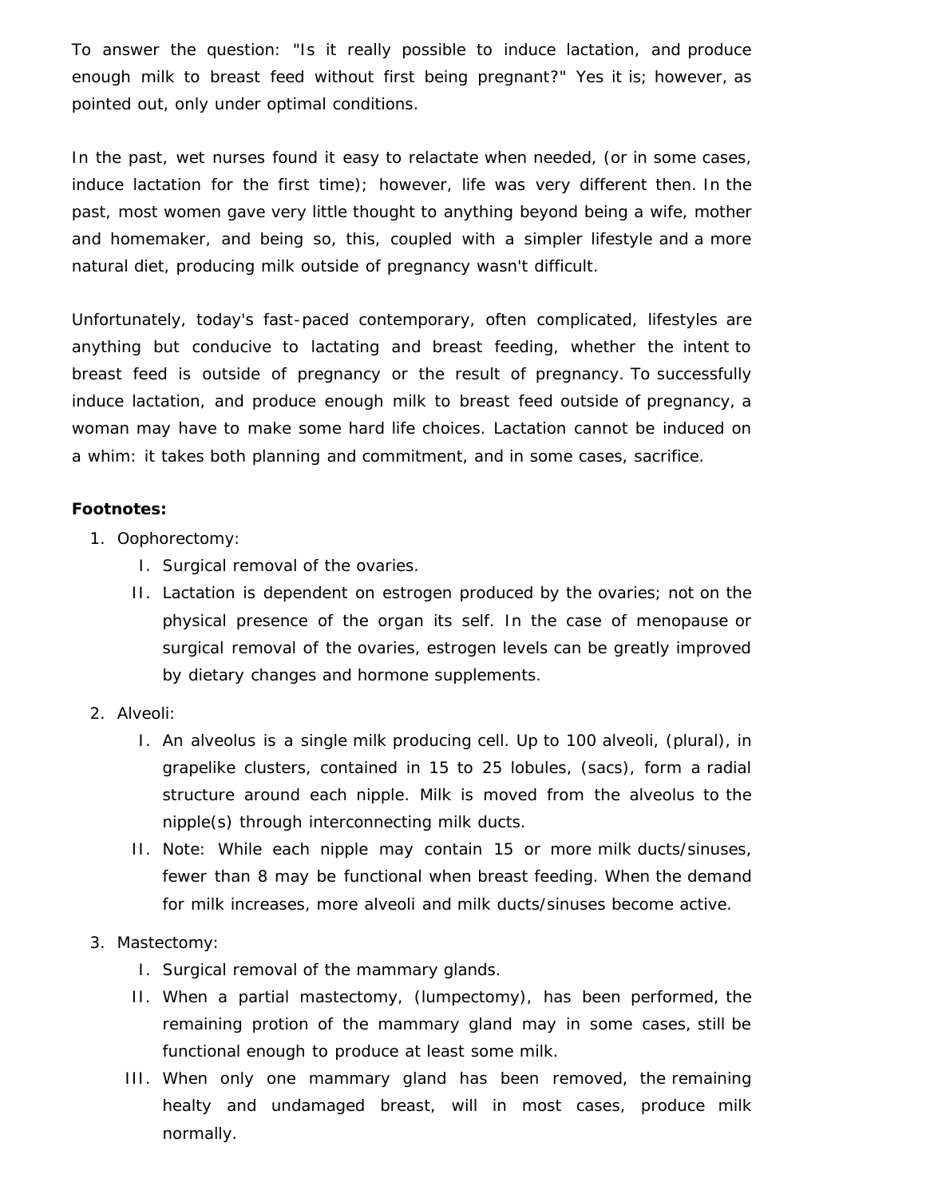To answer the question: "Is it really possible to induce lactation, and produce enough milk to breast feed without first being pregnant?" Yes it is; however, as pointed out, only under optimal conditions.

In the past, wet nurses found it easy to relactate when needed, (or in some cases, induce lactation for the first time); however, life was very different then. In the past, most women gave very little thought to anything beyond being a wife, mother and homemaker, and being so, this, coupled with a simpler lifestyle and a more natural diet, producing milk outside of pregnancy wasn't difficult.

Unfortunately, today's fast-paced contemporary, often complicated, lifestyles are anything but conducive to lactating and breast feeding, whether the intent to breast feed is outside of pregnancy or the result of pregnancy. To successfully induce lactation, and produce enough milk to breast feed outside of pregnancy, a woman may have to make some hard life choices. Lactation cannot be induced on a whim: it takes both planning and commitment, and in some cases, sacrifice.

**Footnotes:**

1. Oophorectomy:
   I. Surgical removal of the ovaries.
   II. Lactation is dependent on estrogen produced by the ovaries; not on the physical presence of the organ its self. In the case of menopause or surgical removal of the ovaries, estrogen levels can be greatly improved by dietary changes and hormone supplements.
2. Alveoli:
   I. An alveolus is a single milk producing cell. Up to 100 alveoli, (plural), in grapelike clusters, contained in 15 to 25 lobules, (sacs), form a radial structure around each nipple. Milk is moved from the alveolus to the nipple(s) through interconnecting milk ducts.
   II. Note: While each nipple may contain 15 or more milk ducts/sinuses, fewer than 8 may be functional when breast feeding. When the demand for milk increases, more alveoli and milk ducts/sinuses become active.
3. Mastectomy:
   I. Surgical removal of the mammary glands.
   II. When a partial mastectomy, (lumpectomy), has been performed, the remaining protion of the mammary gland may in some cases, still be functional enough to produce at least some milk.
   III. When only one mammary gland has been removed, the remaining healty and undamaged breast, will in most cases, produce milk normally.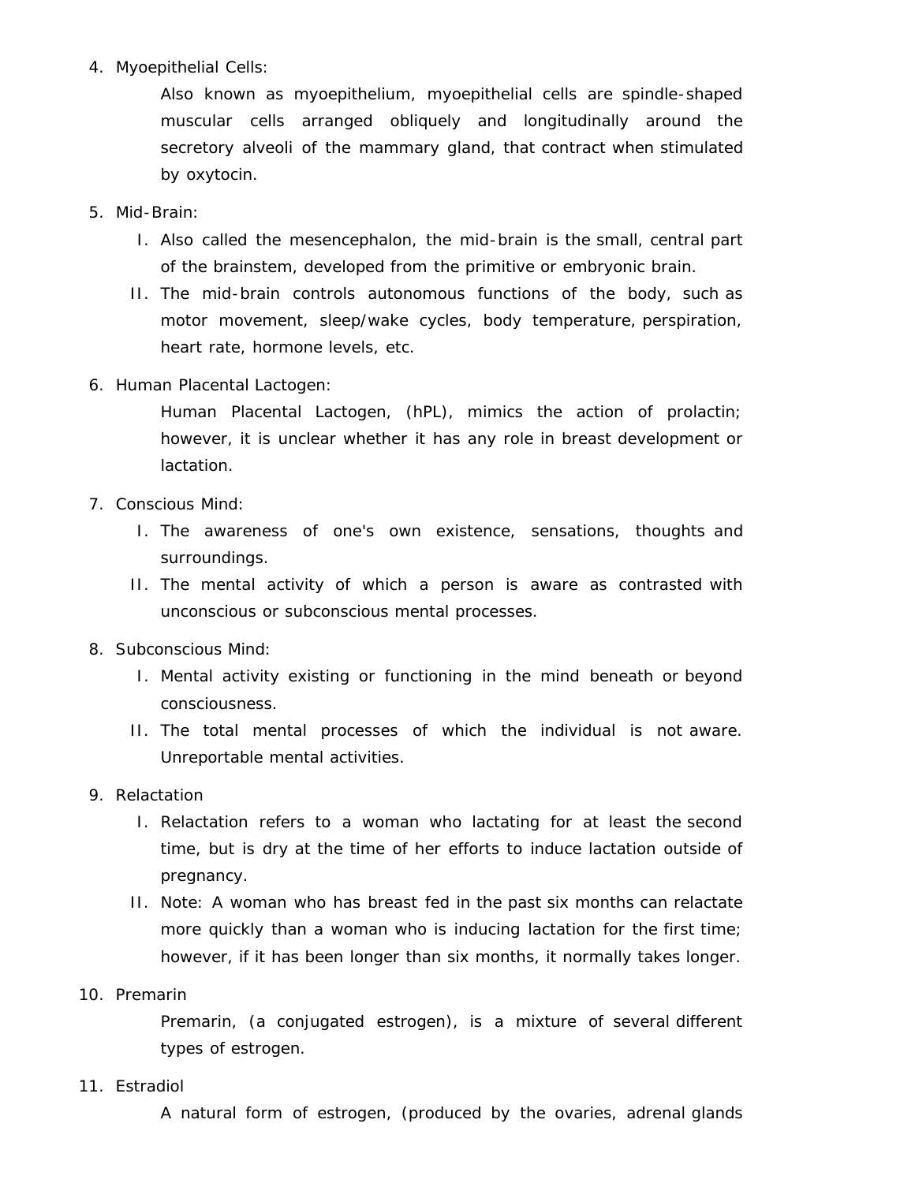4. Myoepithelial Cells:

   Also known as myoepithelium, myoepithelial cells are spindle-shaped muscular cells arranged obliquely and longitudinally around the secretory alveoli of the mammary gland, that contract when stimulated by oxytocin.

5. Mid-Brain:

   I. Also called the mesencephalon, the mid-brain is the small, central part of the brainstem, developed from the primitive or embryonic brain.

   II. The mid-brain controls autonomous functions of the body, such as motor movement, sleep/wake cycles, body temperature, perspiration, heart rate, hormone levels, etc.

6. Human Placental Lactogen:

   Human Placental Lactogen, (hPL), mimics the action of prolactin; however, it is unclear whether it has any role in breast development or lactation.

7. Conscious Mind:

   I. The awareness of one's own existence, sensations, thoughts and surroundings.

   II. The mental activity of which a person is aware as contrasted with unconscious or subconscious mental processes.

8. Subconscious Mind:

   I. Mental activity existing or functioning in the mind beneath or beyond consciousness.

   II. The total mental processes of which the individual is not aware. Unreportable mental activities.

9. Relactation

   I. Relactation refers to a woman who lactating for at least the second time, but is dry at the time of her efforts to induce lactation outside of pregnancy.

   II. Note: A woman who has breast fed in the past six months can relactate more quickly than a woman who is inducing lactation for the first time; however, if it has been longer than six months, it normally takes longer.

10. Premarin

    Premarin, (a conjugated estrogen), is a mixture of several different types of estrogen.

11. Estradiol

    A natural form of estrogen, (produced by the ovaries, adrenal glands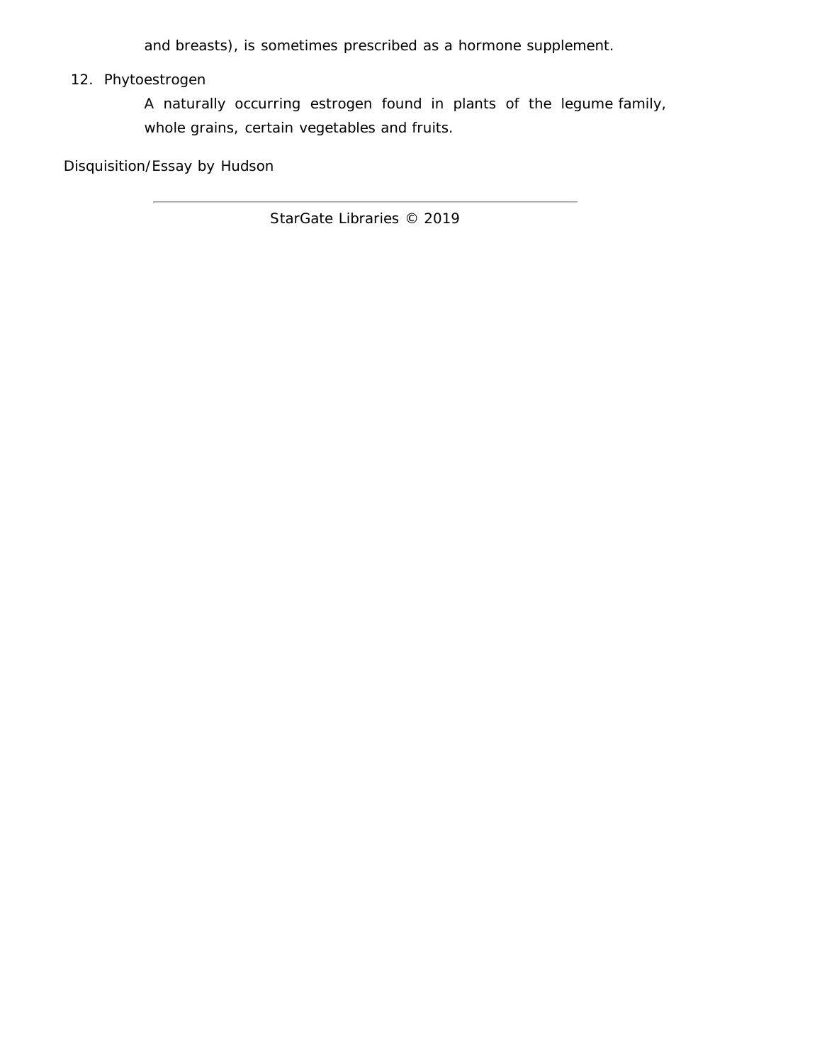and breasts), is sometimes prescribed as a hormone supplement.

12. Phytoestrogen

    A naturally occurring estrogen found in plants of the legume family, whole grains, certain vegetables and fruits.

Disquisition/Essay by Hudson

---

StarGate Libraries © 2019